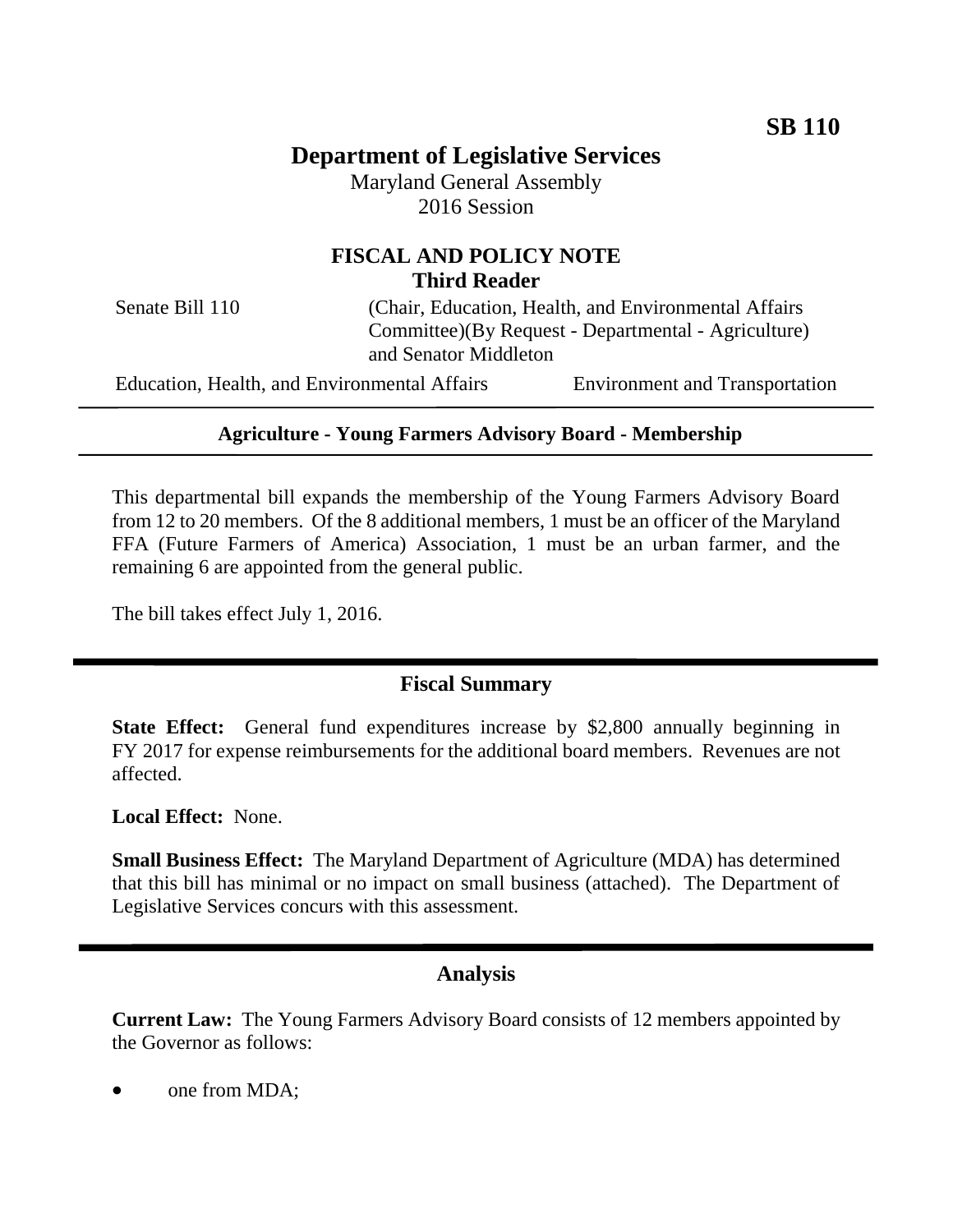**SB 110**

# Department of Legislative Services

Maryland General Assembly
2016 Session

## FISCAL AND POLICY NOTE
**Third Reader**

Senate Bill 110 (Chair, Education, Health, and Environmental Affairs Committee)(By Request - Departmental - Agriculture) and Senator Middleton

Education, Health, and Environmental Affairs | Environment and Transportation

---

**Agriculture - Young Farmers Advisory Board - Membership**

---

This departmental bill expands the membership of the Young Farmers Advisory Board from 12 to 20 members. Of the 8 additional members, 1 must be an officer of the Maryland FFA (Future Farmers of America) Association, 1 must be an urban farmer, and the remaining 6 are appointed from the general public.

The bill takes effect July 1, 2016.

## Fiscal Summary

**State Effect:** General fund expenditures increase by $2,800 annually beginning in FY 2017 for expense reimbursements for the additional board members. Revenues are not affected.

**Local Effect:** None.

**Small Business Effect:** The Maryland Department of Agriculture (MDA) has determined that this bill has minimal or no impact on small business (attached). The Department of Legislative Services concurs with this assessment.

## Analysis

**Current Law:** The Young Farmers Advisory Board consists of 12 members appointed by the Governor as follows:

- one from MDA;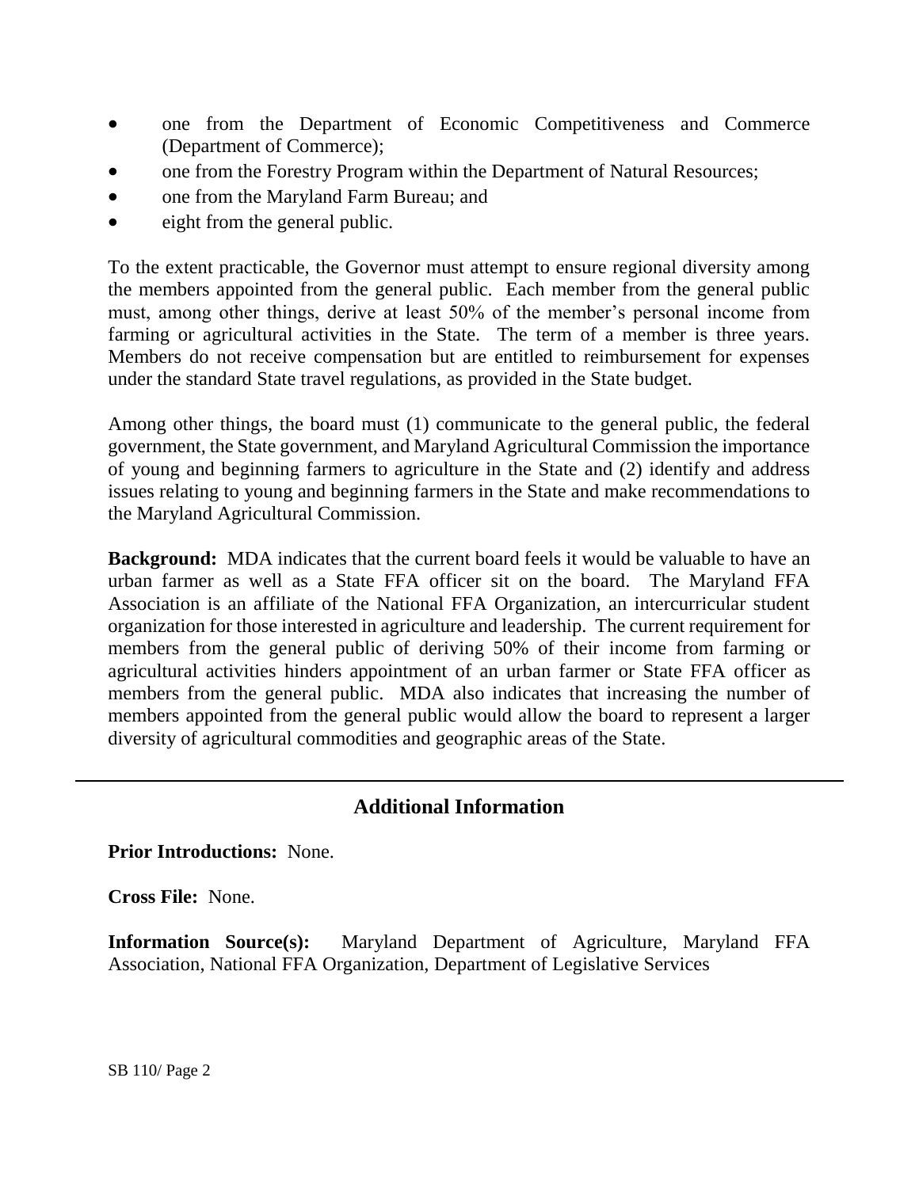- one from the Department of Economic Competitiveness and Commerce (Department of Commerce);
- one from the Forestry Program within the Department of Natural Resources;
- one from the Maryland Farm Bureau; and
- eight from the general public.

To the extent practicable, the Governor must attempt to ensure regional diversity among the members appointed from the general public. Each member from the general public must, among other things, derive at least 50% of the member's personal income from farming or agricultural activities in the State. The term of a member is three years. Members do not receive compensation but are entitled to reimbursement for expenses under the standard State travel regulations, as provided in the State budget.

Among other things, the board must (1) communicate to the general public, the federal government, the State government, and Maryland Agricultural Commission the importance of young and beginning farmers to agriculture in the State and (2) identify and address issues relating to young and beginning farmers in the State and make recommendations to the Maryland Agricultural Commission.

**Background:** MDA indicates that the current board feels it would be valuable to have an urban farmer as well as a State FFA officer sit on the board. The Maryland FFA Association is an affiliate of the National FFA Organization, an intercurricular student organization for those interested in agriculture and leadership. The current requirement for members from the general public of deriving 50% of their income from farming or agricultural activities hinders appointment of an urban farmer or State FFA officer as members from the general public. MDA also indicates that increasing the number of members appointed from the general public would allow the board to represent a larger diversity of agricultural commodities and geographic areas of the State.

## Additional Information

**Prior Introductions:** None.

**Cross File:** None.

**Information Source(s):** Maryland Department of Agriculture, Maryland FFA Association, National FFA Organization, Department of Legislative Services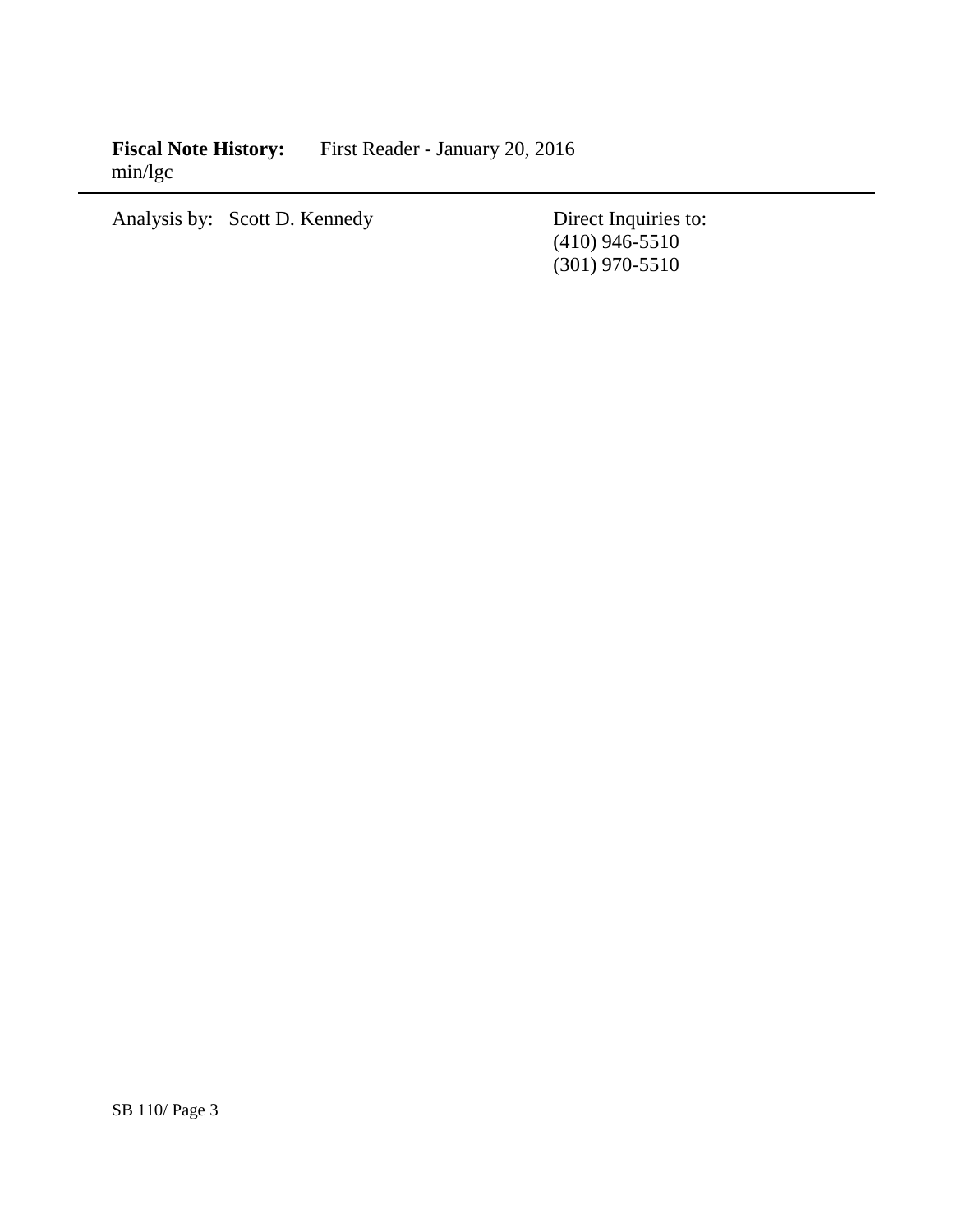**Fiscal Note History:** First Reader - January 20, 2016
min/lgc

---

Analysis by: Scott D. Kennedy

Direct Inquiries to:
(410) 946-5510
(301) 970-5510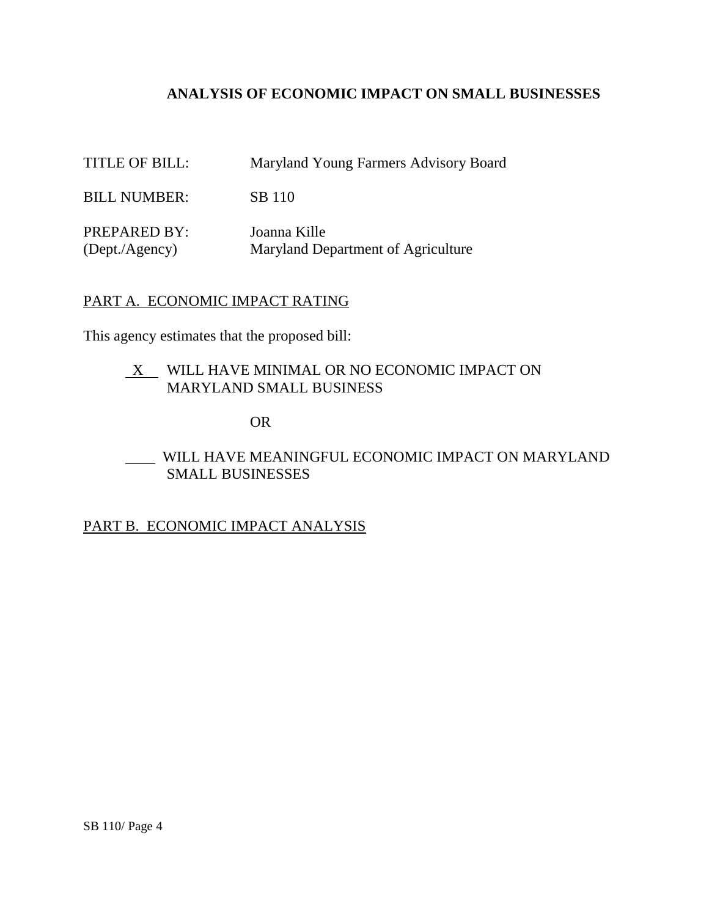## ANALYSIS OF ECONOMIC IMPACT ON SMALL BUSINESSES

TITLE OF BILL: Maryland Young Farmers Advisory Board

BILL NUMBER: SB 110

PREPARED BY: Joanna Kille
(Dept./Agency) Maryland Department of Agriculture

PART A. ECONOMIC IMPACT RATING

This agency estimates that the proposed bill:

X WILL HAVE MINIMAL OR NO ECONOMIC IMPACT ON MARYLAND SMALL BUSINESS

OR

____ WILL HAVE MEANINGFUL ECONOMIC IMPACT ON MARYLAND SMALL BUSINESSES

PART B. ECONOMIC IMPACT ANALYSIS